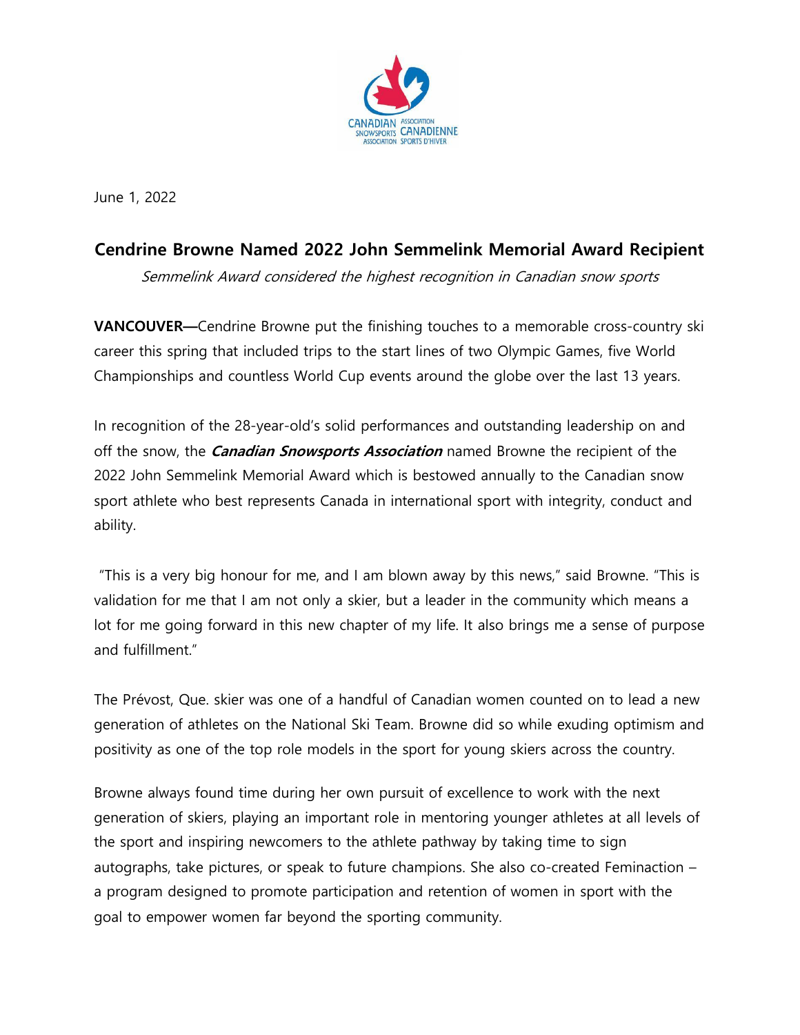June 1, 2022

# Cendrine Browne Named 2022 John Semmelink Memorial Award Recipient

*Semmelink Award considered the highest recognition in Canadian snow sports*

**VANCOUVER—**Cendrine Browne put the finishing touches to a memorable cross-country ski career this spring that included trips to the start lines of two Olympic Games, five World Championships and countless World Cup events around the globe over the last 13 years.

In recognition of the 28-year-old's solid performances and outstanding leadership on and off the snow, the ***Canadian Snowsports Association*** named Browne the recipient of the 2022 John Semmelink Memorial Award which is bestowed annually to the Canadian snow sport athlete who best represents Canada in international sport with integrity, conduct and ability.

"This is a very big honour for me, and I am blown away by this news," said Browne. "This is validation for me that I am not only a skier, but a leader in the community which means a lot for me going forward in this new chapter of my life. It also brings me a sense of purpose and fulfillment."

The Prévost, Que. skier was one of a handful of Canadian women counted on to lead a new generation of athletes on the National Ski Team. Browne did so while exuding optimism and positivity as one of the top role models in the sport for young skiers across the country.

Browne always found time during her own pursuit of excellence to work with the next generation of skiers, playing an important role in mentoring younger athletes at all levels of the sport and inspiring newcomers to the athlete pathway by taking time to sign autographs, take pictures, or speak to future champions. She also co-created Feminaction – a program designed to promote participation and retention of women in sport with the goal to empower women far beyond the sporting community.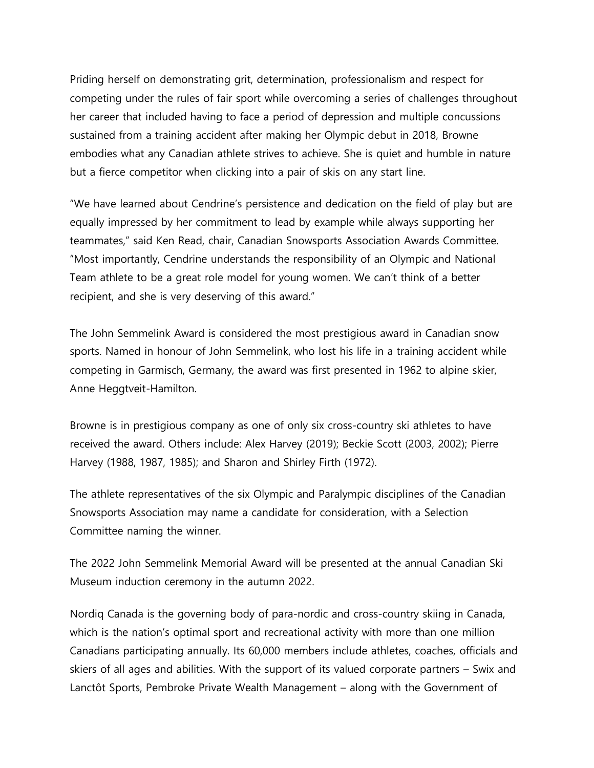Priding herself on demonstrating grit, determination, professionalism and respect for competing under the rules of fair sport while overcoming a series of challenges throughout her career that included having to face a period of depression and multiple concussions sustained from a training accident after making her Olympic debut in 2018, Browne embodies what any Canadian athlete strives to achieve. She is quiet and humble in nature but a fierce competitor when clicking into a pair of skis on any start line.

"We have learned about Cendrine's persistence and dedication on the field of play but are equally impressed by her commitment to lead by example while always supporting her teammates," said Ken Read, chair, Canadian Snowsports Association Awards Committee. "Most importantly, Cendrine understands the responsibility of an Olympic and National Team athlete to be a great role model for young women. We can't think of a better recipient, and she is very deserving of this award."

The John Semmelink Award is considered the most prestigious award in Canadian snow sports. Named in honour of John Semmelink, who lost his life in a training accident while competing in Garmisch, Germany, the award was first presented in 1962 to alpine skier, Anne Heggtveit-Hamilton.

Browne is in prestigious company as one of only six cross-country ski athletes to have received the award. Others include: Alex Harvey (2019); Beckie Scott (2003, 2002); Pierre Harvey (1988, 1987, 1985); and Sharon and Shirley Firth (1972).

The athlete representatives of the six Olympic and Paralympic disciplines of the Canadian Snowsports Association may name a candidate for consideration, with a Selection Committee naming the winner.

The 2022 John Semmelink Memorial Award will be presented at the annual Canadian Ski Museum induction ceremony in the autumn 2022.

Nordiq Canada is the governing body of para-nordic and cross-country skiing in Canada, which is the nation's optimal sport and recreational activity with more than one million Canadians participating annually. Its 60,000 members include athletes, coaches, officials and skiers of all ages and abilities. With the support of its valued corporate partners – Swix and Lanctôt Sports, Pembroke Private Wealth Management – along with the Government of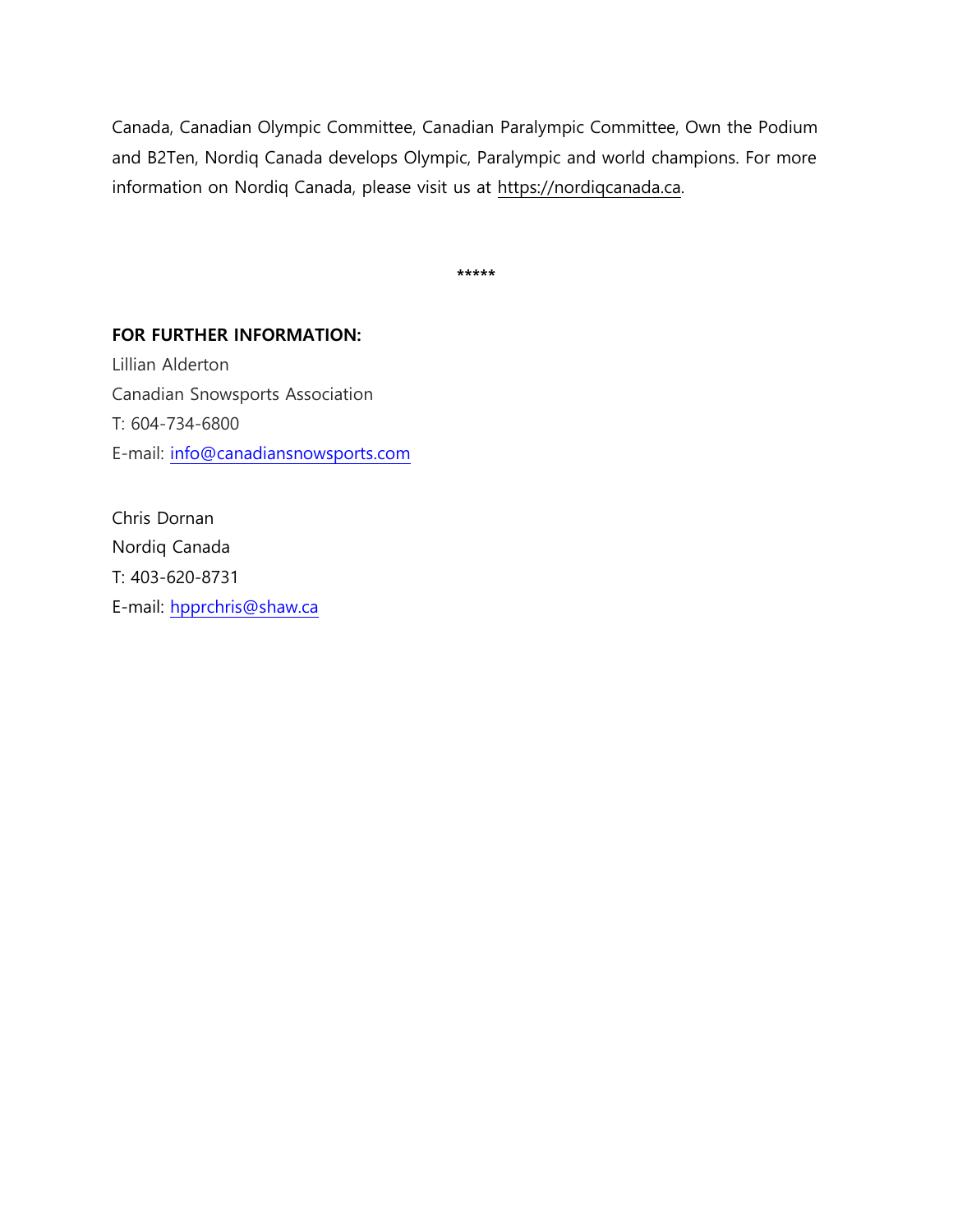Canada, Canadian Olympic Committee, Canadian Paralympic Committee, Own the Podium and B2Ten, Nordiq Canada develops Olympic, Paralympic and world champions. For more information on Nordiq Canada, please visit us at https://nordiqcanada.ca.

*****

**FOR FURTHER INFORMATION:**

Lillian Alderton
Canadian Snowsports Association
T: 604-734-6800
E-mail: info@canadiansnowsports.com

Chris Dornan
Nordiq Canada
T: 403-620-8731
E-mail: hpprchris@shaw.ca